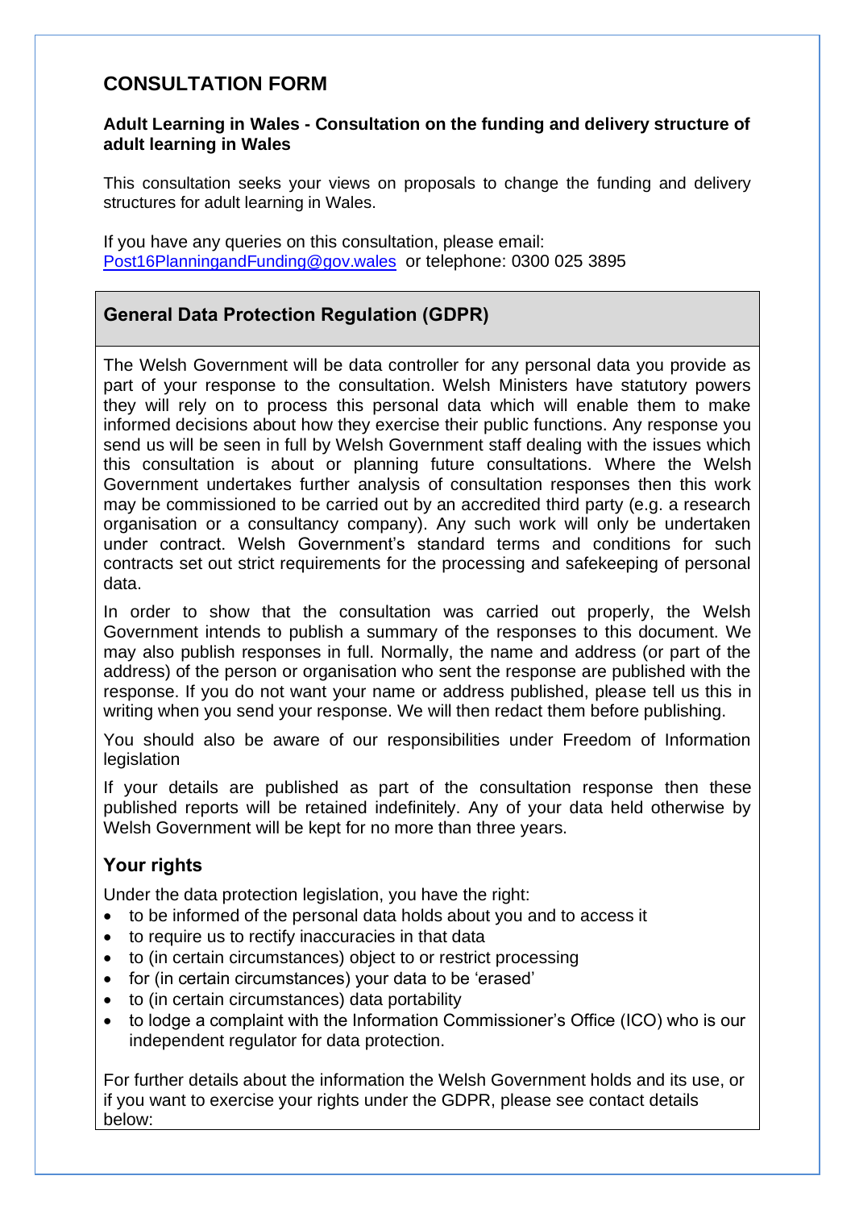## CONSULTATION FORM

**Adult Learning in Wales - Consultation on the funding and delivery structure of adult learning in Wales**

This consultation seeks your views on proposals to change the funding and delivery structures for adult learning in Wales.

If you have any queries on this consultation, please email: [Post16PlanningandFunding@gov.wales](mailto:Post16PlanningandFunding@gov.wales) or telephone: 0300 025 3895

### General Data Protection Regulation (GDPR)

The Welsh Government will be data controller for any personal data you provide as part of your response to the consultation. Welsh Ministers have statutory powers they will rely on to process this personal data which will enable them to make informed decisions about how they exercise their public functions. Any response you send us will be seen in full by Welsh Government staff dealing with the issues which this consultation is about or planning future consultations. Where the Welsh Government undertakes further analysis of consultation responses then this work may be commissioned to be carried out by an accredited third party (e.g. a research organisation or a consultancy company). Any such work will only be undertaken under contract. Welsh Government's standard terms and conditions for such contracts set out strict requirements for the processing and safekeeping of personal data.

In order to show that the consultation was carried out properly, the Welsh Government intends to publish a summary of the responses to this document. We may also publish responses in full. Normally, the name and address (or part of the address) of the person or organisation who sent the response are published with the response. If you do not want your name or address published, please tell us this in writing when you send your response. We will then redact them before publishing.

You should also be aware of our responsibilities under Freedom of Information legislation

If your details are published as part of the consultation response then these published reports will be retained indefinitely. Any of your data held otherwise by Welsh Government will be kept for no more than three years.

### Your rights

Under the data protection legislation, you have the right:

- to be informed of the personal data holds about you and to access it
- to require us to rectify inaccuracies in that data
- to (in certain circumstances) object to or restrict processing
- for (in certain circumstances) your data to be 'erased'
- to (in certain circumstances) data portability
- to lodge a complaint with the Information Commissioner's Office (ICO) who is our independent regulator for data protection.

For further details about the information the Welsh Government holds and its use, or if you want to exercise your rights under the GDPR, please see contact details below: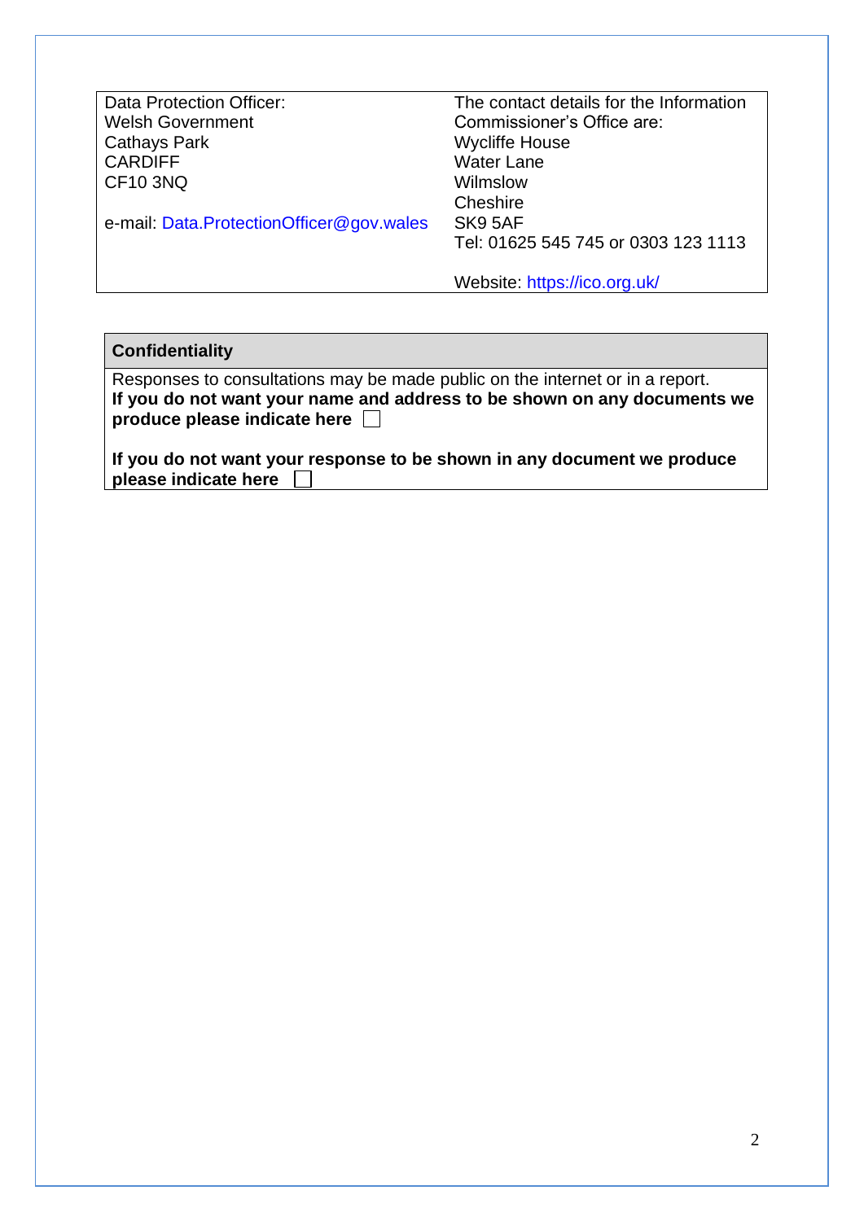| Data Protection Officer:<br>Welsh Government<br>Cathays Park<br>CARDIFF<br>CF10 3NQ<br><br>e-mail: Data.ProtectionOfficer@gov.wales | The contact details for the Information Commissioner's Office are:<br>Wycliffe House<br>Water Lane<br>Wilmslow<br>Cheshire<br>SK9 5AF<br>Tel: 01625 545 745 or 0303 123 1113<br><br>Website: https://ico.org.uk/ |
|---|---|

| **Confidentiality** |
|---|
| Responses to consultations may be made public on the internet or in a report.<br>**If you do not want your name and address to be shown on any documents we produce please indicate here** ☐<br><br>**If you do not want your response to be shown in any document we produce please indicate here** ☐ |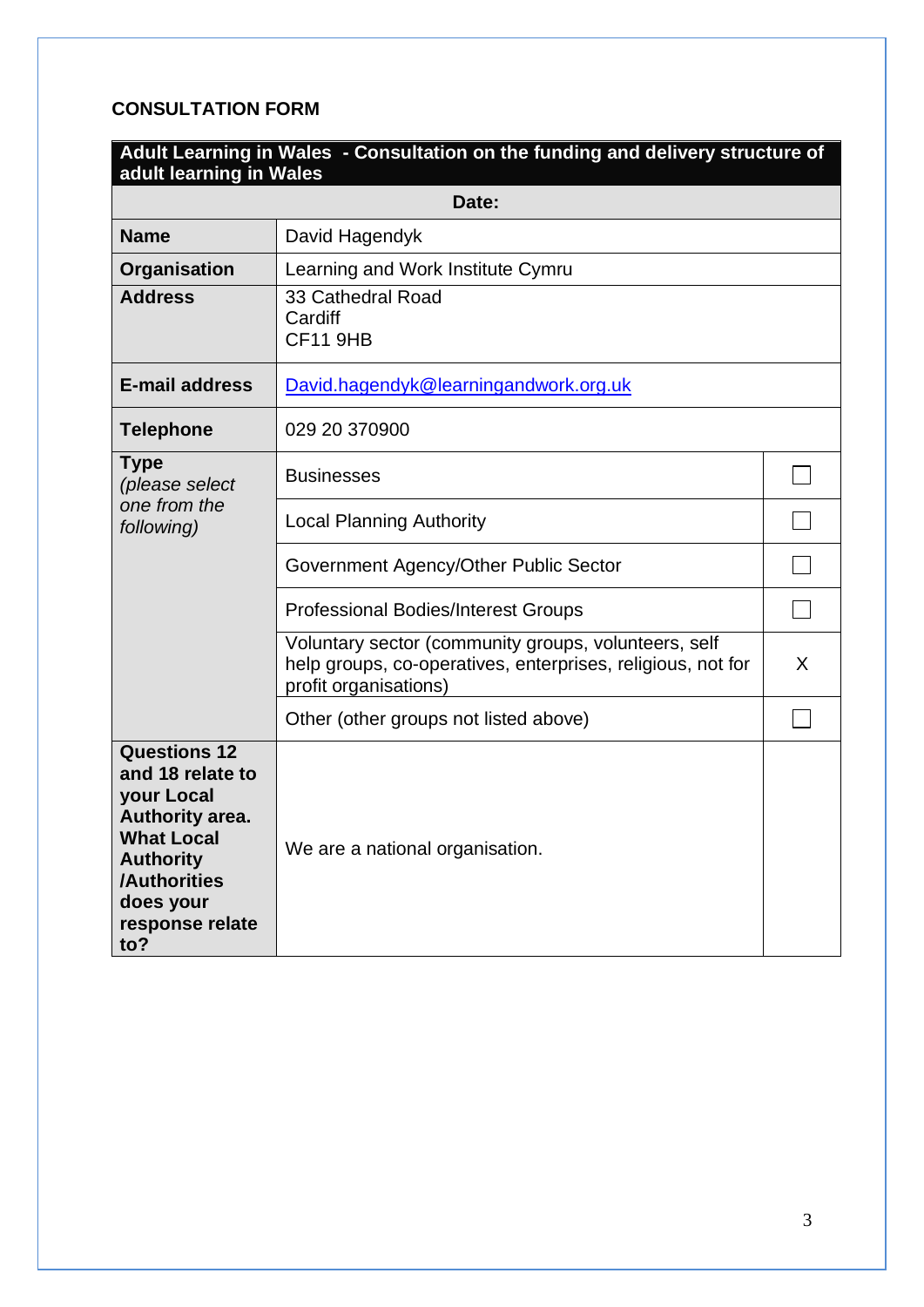**CONSULTATION FORM**

| **Adult Learning in Wales - Consultation on the funding and delivery structure of adult learning in Wales** | | |
|---|---|---|
| **Date:** | | |
| **Name** | David Hagendyk | |
| **Organisation** | Learning and Work Institute Cymru | |
| **Address** | 33 Cathedral Road<br>Cardiff<br>CF11 9HB | |
| **E-mail address** | David.hagendyk@learningandwork.org.uk | |
| **Telephone** | 029 20 370900 | |
| **Type** *(please select one from the following)* | Businesses | ☐ |
| | Local Planning Authority | ☐ |
| | Government Agency/Other Public Sector | ☐ |
| | Professional Bodies/Interest Groups | ☐ |
| | Voluntary sector (community groups, volunteers, self help groups, co-operatives, enterprises, religious, not for profit organisations) | X |
| | Other (other groups not listed above) | ☐ |
| **Questions 12 and 18 relate to your Local Authority area. What Local Authority /Authorities does your response relate to?** | We are a national organisation. | |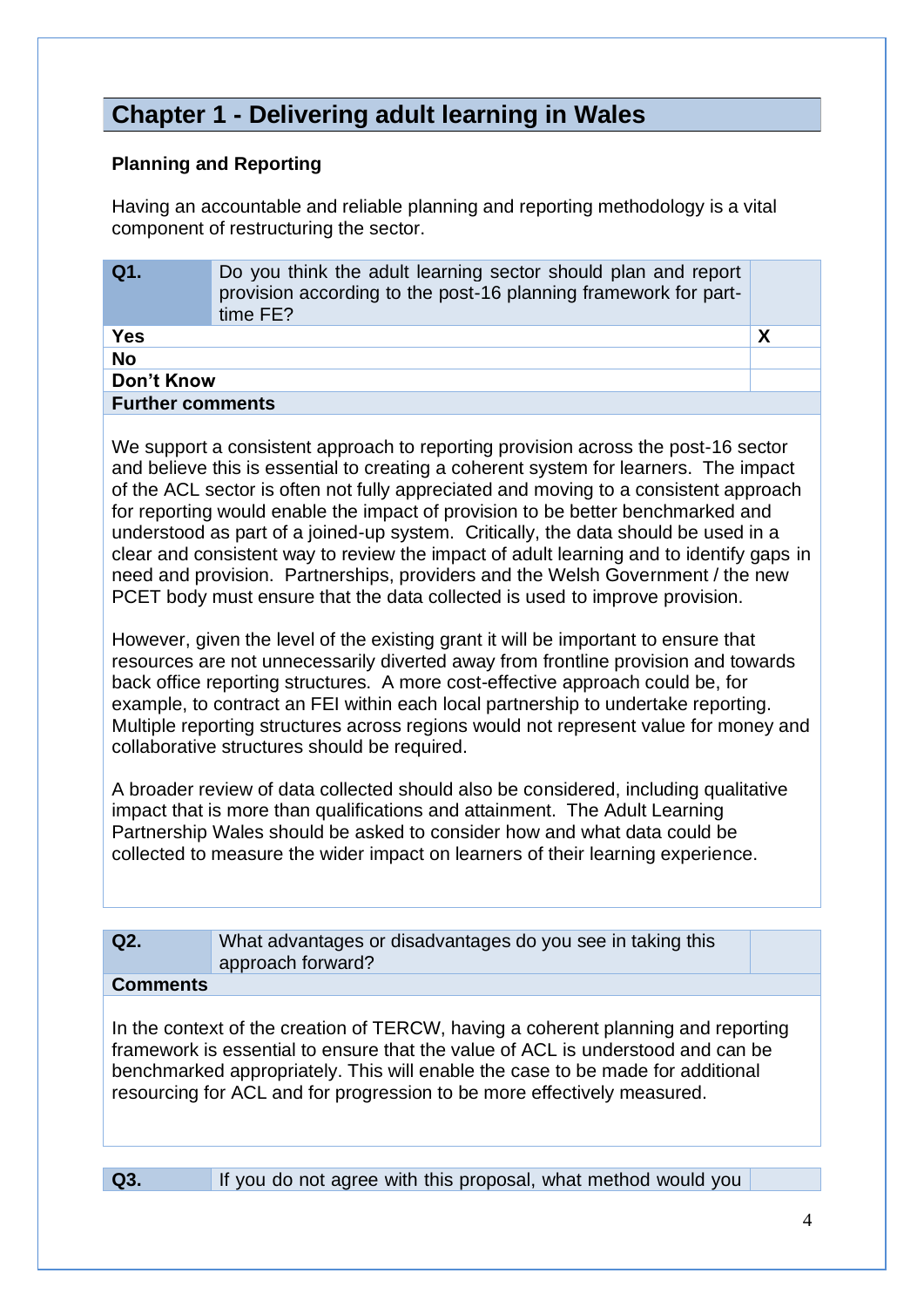## Chapter 1 - Delivering adult learning in Wales

**Planning and Reporting**

Having an accountable and reliable planning and reporting methodology is a vital component of restructuring the sector.

| **Q1.** | Do you think the adult learning sector should plan and report provision according to the post-16 planning framework for part-time FE? | |
|---|---|---|
| **Yes** | | **X** |
| **No** | | |
| **Don't Know** | | |
| **Further comments** | | |

We support a consistent approach to reporting provision across the post-16 sector and believe this is essential to creating a coherent system for learners. The impact of the ACL sector is often not fully appreciated and moving to a consistent approach for reporting would enable the impact of provision to be better benchmarked and understood as part of a joined-up system. Critically, the data should be used in a clear and consistent way to review the impact of adult learning and to identify gaps in need and provision. Partnerships, providers and the Welsh Government / the new PCET body must ensure that the data collected is used to improve provision.

However, given the level of the existing grant it will be important to ensure that resources are not unnecessarily diverted away from frontline provision and towards back office reporting structures. A more cost-effective approach could be, for example, to contract an FEI within each local partnership to undertake reporting. Multiple reporting structures across regions would not represent value for money and collaborative structures should be required.

A broader review of data collected should also be considered, including qualitative impact that is more than qualifications and attainment. The Adult Learning Partnership Wales should be asked to consider how and what data could be collected to measure the wider impact on learners of their learning experience.

| **Q2.** | What advantages or disadvantages do you see in taking this approach forward? | |
|---|---|---|
| **Comments** | | |

In the context of the creation of TERCW, having a coherent planning and reporting framework is essential to ensure that the value of ACL is understood and can be benchmarked appropriately. This will enable the case to be made for additional resourcing for ACL and for progression to be more effectively measured.

| **Q3.** | If you do not agree with this proposal, what method would you | |
|---|---|---|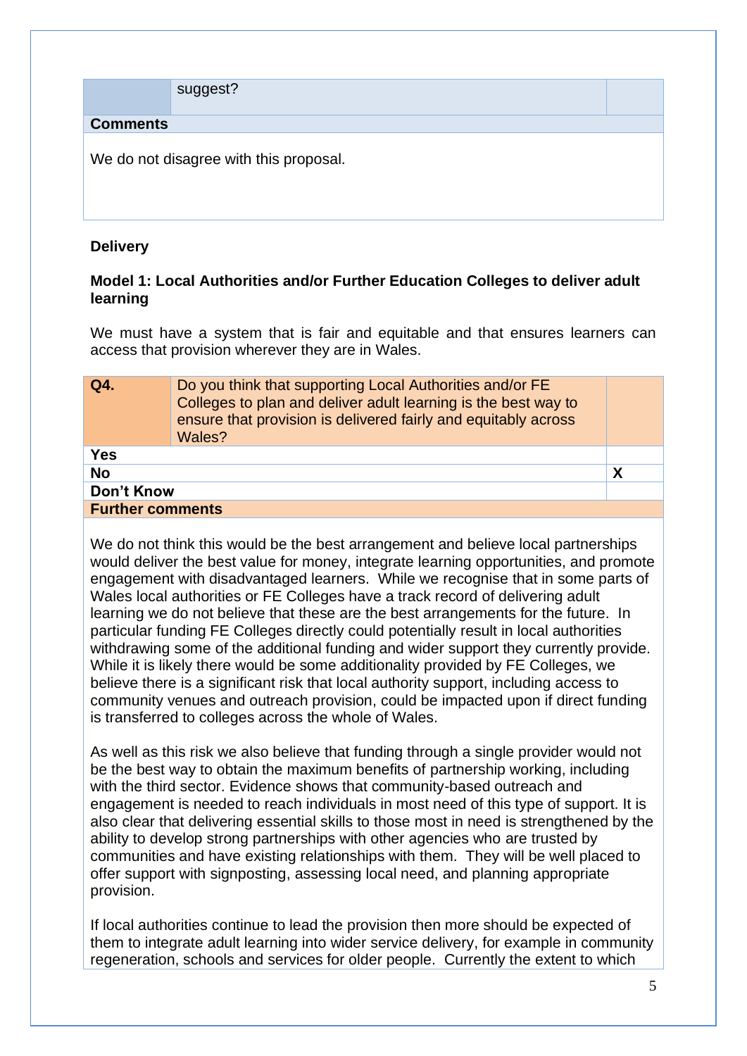| | suggest? | |
|---|---|---|
| **Comments** | | |

We do not disagree with this proposal.

**Delivery**

**Model 1: Local Authorities and/or Further Education Colleges to deliver adult learning**

We must have a system that is fair and equitable and that ensures learners can access that provision wherever they are in Wales.

| **Q4.** | Do you think that supporting Local Authorities and/or FE Colleges to plan and deliver adult learning is the best way to ensure that provision is delivered fairly and equitably across Wales? | |
|---|---|---|
| **Yes** | | |
| **No** | | **X** |
| **Don't Know** | | |
| **Further comments** | | |

We do not think this would be the best arrangement and believe local partnerships would deliver the best value for money, integrate learning opportunities, and promote engagement with disadvantaged learners. While we recognise that in some parts of Wales local authorities or FE Colleges have a track record of delivering adult learning we do not believe that these are the best arrangements for the future. In particular funding FE Colleges directly could potentially result in local authorities withdrawing some of the additional funding and wider support they currently provide. While it is likely there would be some additionality provided by FE Colleges, we believe there is a significant risk that local authority support, including access to community venues and outreach provision, could be impacted upon if direct funding is transferred to colleges across the whole of Wales.

As well as this risk we also believe that funding through a single provider would not be the best way to obtain the maximum benefits of partnership working, including with the third sector. Evidence shows that community-based outreach and engagement is needed to reach individuals in most need of this type of support. It is also clear that delivering essential skills to those most in need is strengthened by the ability to develop strong partnerships with other agencies who are trusted by communities and have existing relationships with them. They will be well placed to offer support with signposting, assessing local need, and planning appropriate provision.

If local authorities continue to lead the provision then more should be expected of them to integrate adult learning into wider service delivery, for example in community regeneration, schools and services for older people. Currently the extent to which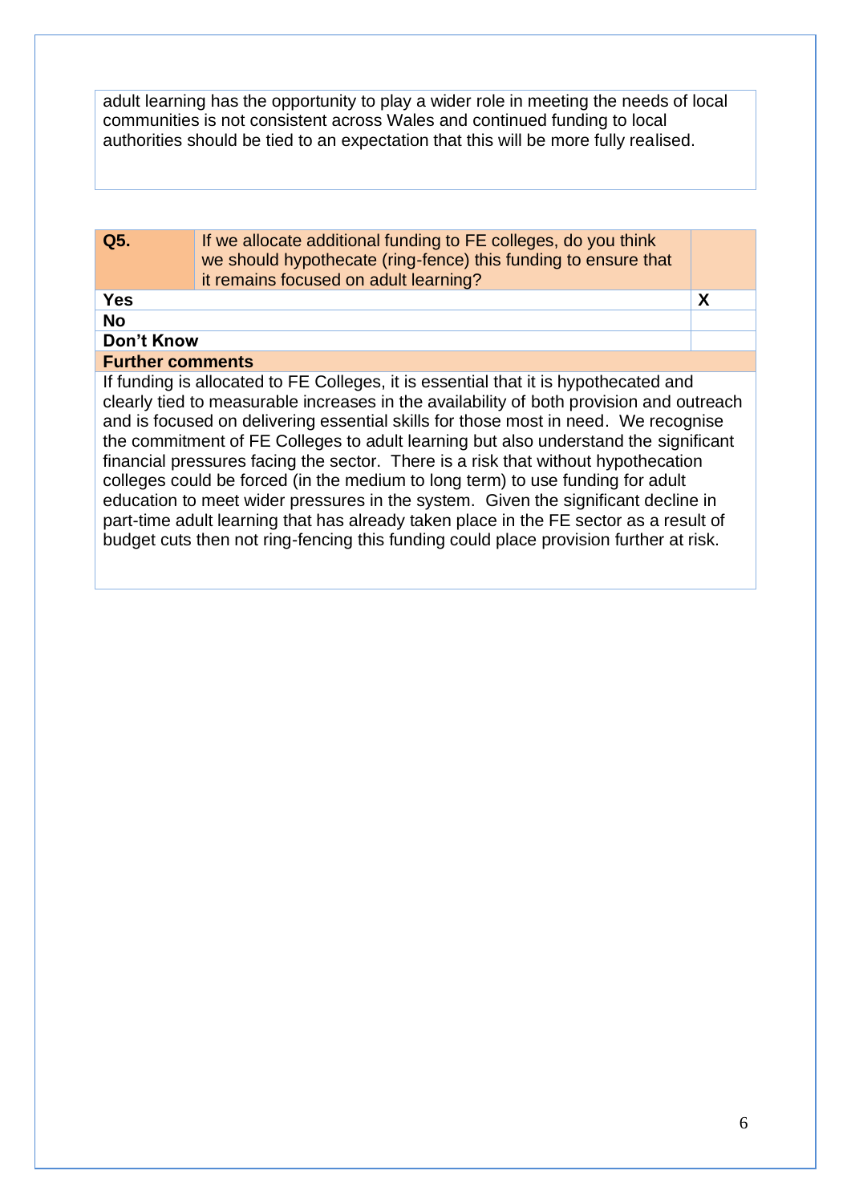adult learning has the opportunity to play a wider role in meeting the needs of local communities is not consistent across Wales and continued funding to local authorities should be tied to an expectation that this will be more fully realised.

| **Q5.** | If we allocate additional funding to FE colleges, do you think we should hypothecate (ring-fence) this funding to ensure that it remains focused on adult learning? | |
|---|---|---|
| **Yes** | | **X** |
| **No** | | |
| **Don't Know** | | |

**Further comments**

If funding is allocated to FE Colleges, it is essential that it is hypothecated and clearly tied to measurable increases in the availability of both provision and outreach and is focused on delivering essential skills for those most in need. We recognise the commitment of FE Colleges to adult learning but also understand the significant financial pressures facing the sector. There is a risk that without hypothecation colleges could be forced (in the medium to long term) to use funding for adult education to meet wider pressures in the system. Given the significant decline in part-time adult learning that has already taken place in the FE sector as a result of budget cuts then not ring-fencing this funding could place provision further at risk.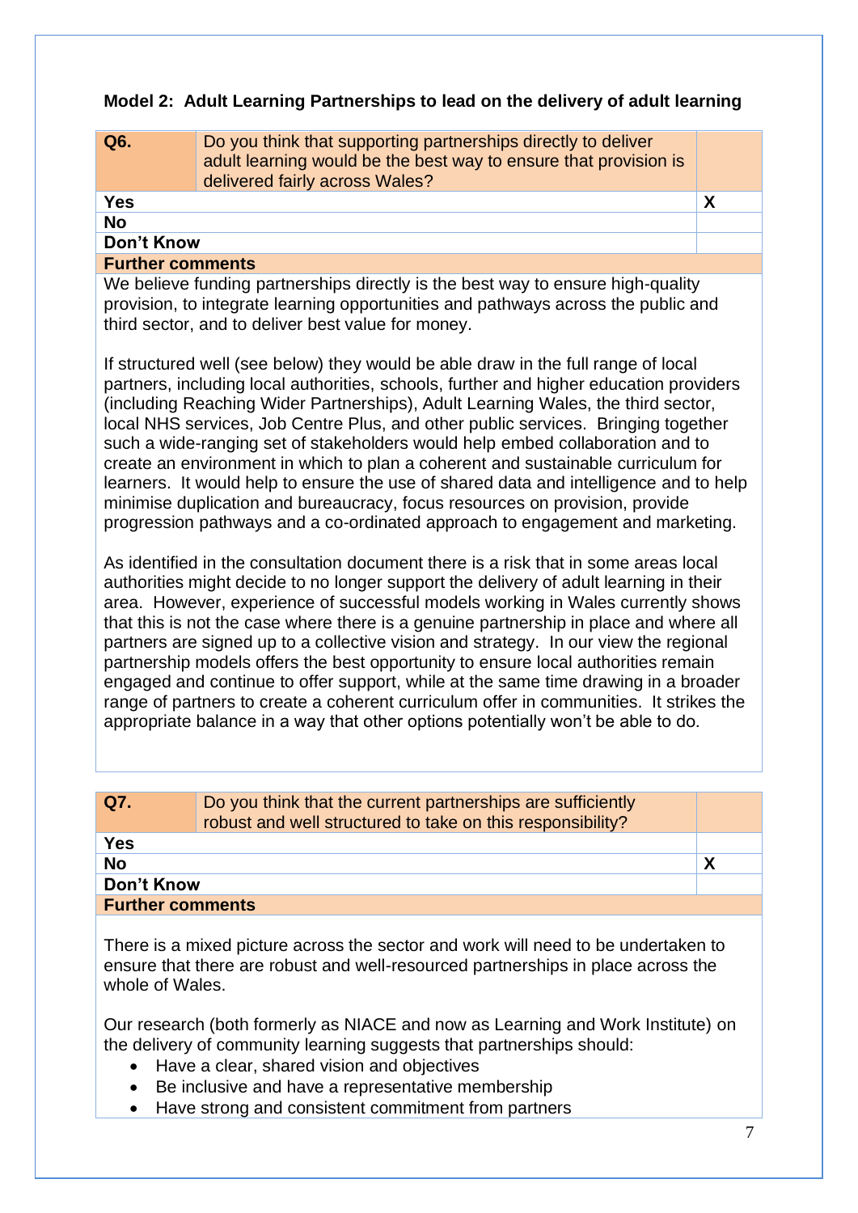**Model 2: Adult Learning Partnerships to lead on the delivery of adult learning**

| **Q6.** | Do you think that supporting partnerships directly to deliver adult learning would be the best way to ensure that provision is delivered fairly across Wales? | |
|---|---|---|
| **Yes** | | **X** |
| **No** | | |
| **Don't Know** | | |

**Further comments**

We believe funding partnerships directly is the best way to ensure high-quality provision, to integrate learning opportunities and pathways across the public and third sector, and to deliver best value for money.

If structured well (see below) they would be able draw in the full range of local partners, including local authorities, schools, further and higher education providers (including Reaching Wider Partnerships), Adult Learning Wales, the third sector, local NHS services, Job Centre Plus, and other public services. Bringing together such a wide-ranging set of stakeholders would help embed collaboration and to create an environment in which to plan a coherent and sustainable curriculum for learners. It would help to ensure the use of shared data and intelligence and to help minimise duplication and bureaucracy, focus resources on provision, provide progression pathways and a co-ordinated approach to engagement and marketing.

As identified in the consultation document there is a risk that in some areas local authorities might decide to no longer support the delivery of adult learning in their area. However, experience of successful models working in Wales currently shows that this is not the case where there is a genuine partnership in place and where all partners are signed up to a collective vision and strategy. In our view the regional partnership models offers the best opportunity to ensure local authorities remain engaged and continue to offer support, while at the same time drawing in a broader range of partners to create a coherent curriculum offer in communities. It strikes the appropriate balance in a way that other options potentially won't be able to do.

| **Q7.** | Do you think that the current partnerships are sufficiently robust and well structured to take on this responsibility? | |
|---|---|---|
| **Yes** | | |
| **No** | | **X** |
| **Don't Know** | | |

**Further comments**

There is a mixed picture across the sector and work will need to be undertaken to ensure that there are robust and well-resourced partnerships in place across the whole of Wales.

Our research (both formerly as NIACE and now as Learning and Work Institute) on the delivery of community learning suggests that partnerships should:

- Have a clear, shared vision and objectives
- Be inclusive and have a representative membership
- Have strong and consistent commitment from partners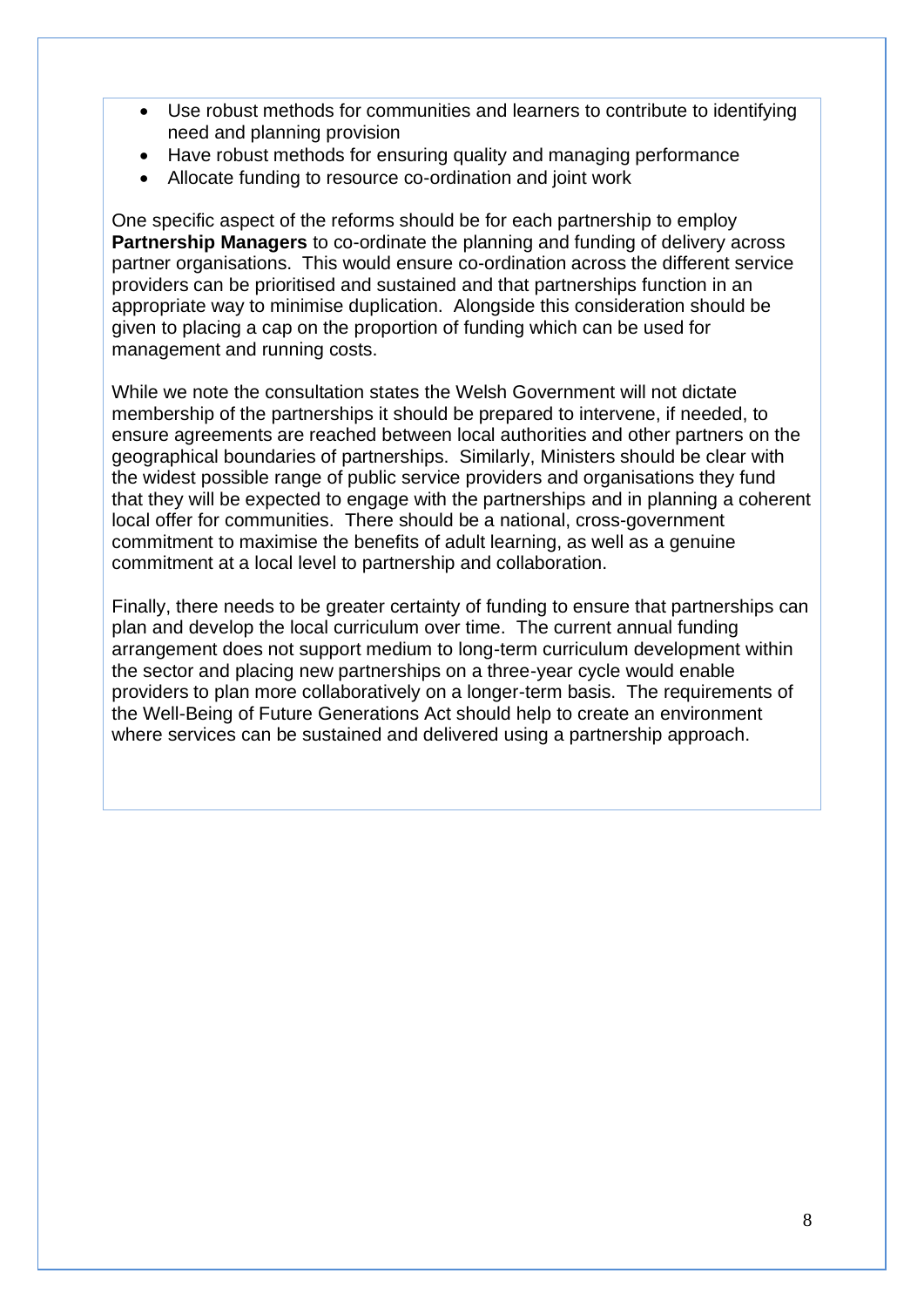- Use robust methods for communities and learners to contribute to identifying need and planning provision
- Have robust methods for ensuring quality and managing performance
- Allocate funding to resource co-ordination and joint work

One specific aspect of the reforms should be for each partnership to employ **Partnership Managers** to co-ordinate the planning and funding of delivery across partner organisations. This would ensure co-ordination across the different service providers can be prioritised and sustained and that partnerships function in an appropriate way to minimise duplication. Alongside this consideration should be given to placing a cap on the proportion of funding which can be used for management and running costs.

While we note the consultation states the Welsh Government will not dictate membership of the partnerships it should be prepared to intervene, if needed, to ensure agreements are reached between local authorities and other partners on the geographical boundaries of partnerships. Similarly, Ministers should be clear with the widest possible range of public service providers and organisations they fund that they will be expected to engage with the partnerships and in planning a coherent local offer for communities. There should be a national, cross-government commitment to maximise the benefits of adult learning, as well as a genuine commitment at a local level to partnership and collaboration.

Finally, there needs to be greater certainty of funding to ensure that partnerships can plan and develop the local curriculum over time. The current annual funding arrangement does not support medium to long-term curriculum development within the sector and placing new partnerships on a three-year cycle would enable providers to plan more collaboratively on a longer-term basis. The requirements of the Well-Being of Future Generations Act should help to create an environment where services can be sustained and delivered using a partnership approach.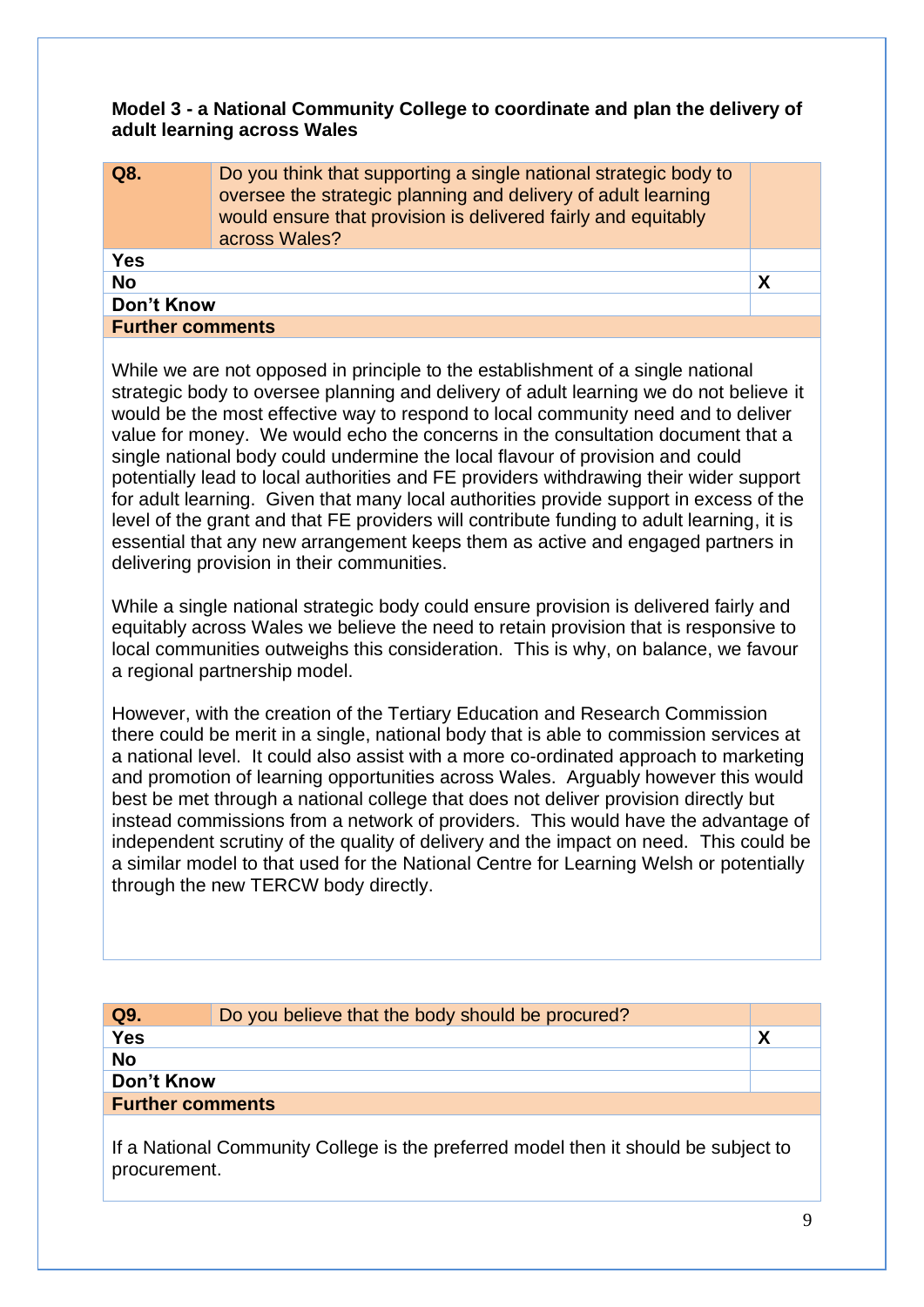**Model 3 - a National Community College to coordinate and plan the delivery of adult learning across Wales**

| **Q8.** | Do you think that supporting a single national strategic body to oversee the strategic planning and delivery of adult learning would ensure that provision is delivered fairly and equitably across Wales? | |
|---|---|---|
| **Yes** | | |
| **No** | | **X** |
| **Don't Know** | | |
| **Further comments** | | |

While we are not opposed in principle to the establishment of a single national strategic body to oversee planning and delivery of adult learning we do not believe it would be the most effective way to respond to local community need and to deliver value for money. We would echo the concerns in the consultation document that a single national body could undermine the local flavour of provision and could potentially lead to local authorities and FE providers withdrawing their wider support for adult learning. Given that many local authorities provide support in excess of the level of the grant and that FE providers will contribute funding to adult learning, it is essential that any new arrangement keeps them as active and engaged partners in delivering provision in their communities.

While a single national strategic body could ensure provision is delivered fairly and equitably across Wales we believe the need to retain provision that is responsive to local communities outweighs this consideration. This is why, on balance, we favour a regional partnership model.

However, with the creation of the Tertiary Education and Research Commission there could be merit in a single, national body that is able to commission services at a national level. It could also assist with a more co-ordinated approach to marketing and promotion of learning opportunities across Wales. Arguably however this would best be met through a national college that does not deliver provision directly but instead commissions from a network of providers. This would have the advantage of independent scrutiny of the quality of delivery and the impact on need. This could be a similar model to that used for the National Centre for Learning Welsh or potentially through the new TERCW body directly.

| **Q9.** | Do you believe that the body should be procured? | |
|---|---|---|
| **Yes** | | **X** |
| **No** | | |
| **Don't Know** | | |
| **Further comments** | | |

If a National Community College is the preferred model then it should be subject to procurement.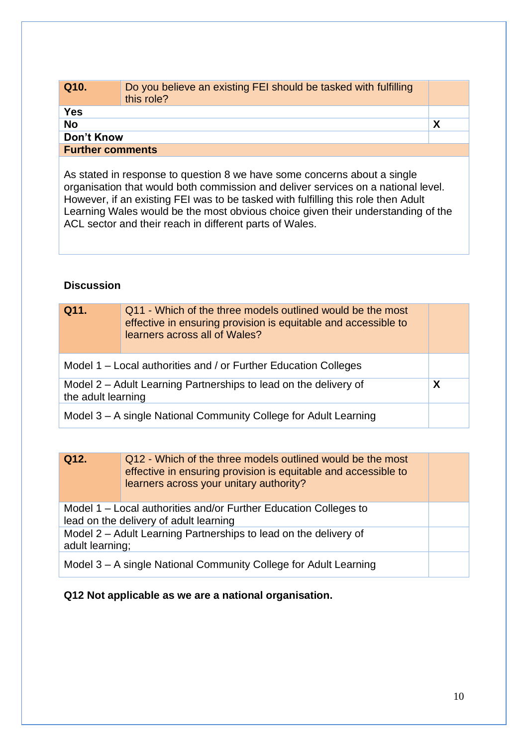| **Q10.** | Do you believe an existing FEI should be tasked with fulfilling this role? | |
|---|---|---|
| **Yes** | | |
| **No** | | **X** |
| **Don't Know** | | |
| **Further comments** | | |

As stated in response to question 8 we have some concerns about a single organisation that would both commission and deliver services on a national level. However, if an existing FEI was to be tasked with fulfilling this role then Adult Learning Wales would be the most obvious choice given their understanding of the ACL sector and their reach in different parts of Wales.

**Discussion**

| **Q11.** | Q11 - Which of the three models outlined would be the most effective in ensuring provision is equitable and accessible to learners across all of Wales? | |
|---|---|---|
| Model 1 – Local authorities and / or Further Education Colleges | | |
| Model 2 – Adult Learning Partnerships to lead on the delivery of the adult learning | | **X** |
| Model 3 – A single National Community College for Adult Learning | | |

| **Q12.** | Q12 - Which of the three models outlined would be the most effective in ensuring provision is equitable and accessible to learners across your unitary authority? | |
|---|---|---|
| Model 1 – Local authorities and/or Further Education Colleges to lead on the delivery of adult learning | | |
| Model 2 – Adult Learning Partnerships to lead on the delivery of adult learning; | | |
| Model 3 – A single National Community College for Adult Learning | | |

**Q12 Not applicable as we are a national organisation.**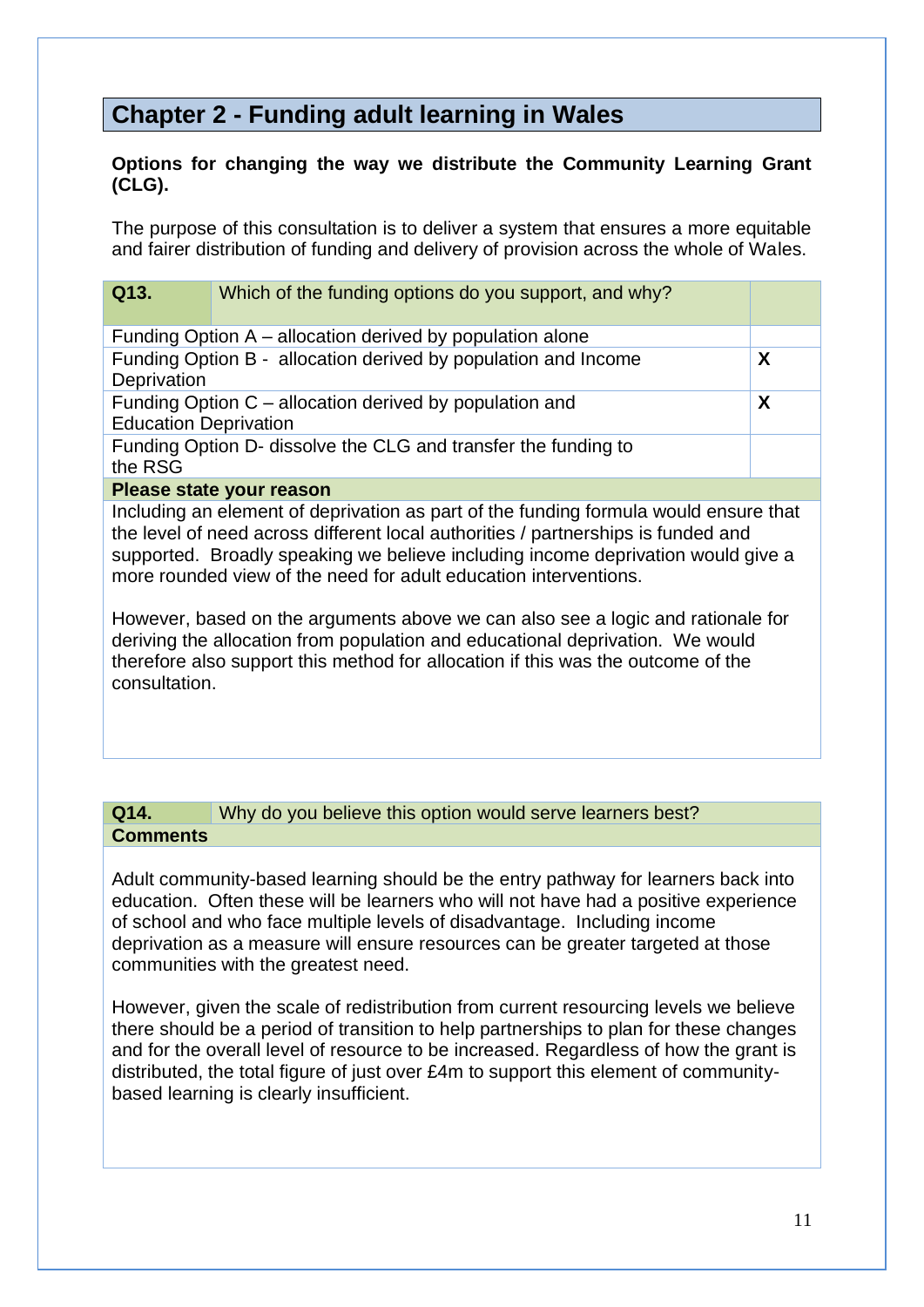## Chapter 2 - Funding adult learning in Wales

**Options for changing the way we distribute the Community Learning Grant (CLG).**

The purpose of this consultation is to deliver a system that ensures a more equitable and fairer distribution of funding and delivery of provision across the whole of Wales.

| **Q13.** Which of the funding options do you support, and why? | |
|---|---|
| Funding Option A – allocation derived by population alone | |
| Funding Option B - allocation derived by population and Income Deprivation | **X** |
| Funding Option C – allocation derived by population and Education Deprivation | **X** |
| Funding Option D- dissolve the CLG and transfer the funding to the RSG | |

**Please state your reason**

Including an element of deprivation as part of the funding formula would ensure that the level of need across different local authorities / partnerships is funded and supported. Broadly speaking we believe including income deprivation would give a more rounded view of the need for adult education interventions.

However, based on the arguments above we can also see a logic and rationale for deriving the allocation from population and educational deprivation. We would therefore also support this method for allocation if this was the outcome of the consultation.

**Q14.** Why do you believe this option would serve learners best?

**Comments**

Adult community-based learning should be the entry pathway for learners back into education. Often these will be learners who will not have had a positive experience of school and who face multiple levels of disadvantage. Including income deprivation as a measure will ensure resources can be greater targeted at those communities with the greatest need.

However, given the scale of redistribution from current resourcing levels we believe there should be a period of transition to help partnerships to plan for these changes and for the overall level of resource to be increased. Regardless of how the grant is distributed, the total figure of just over £4m to support this element of community-based learning is clearly insufficient.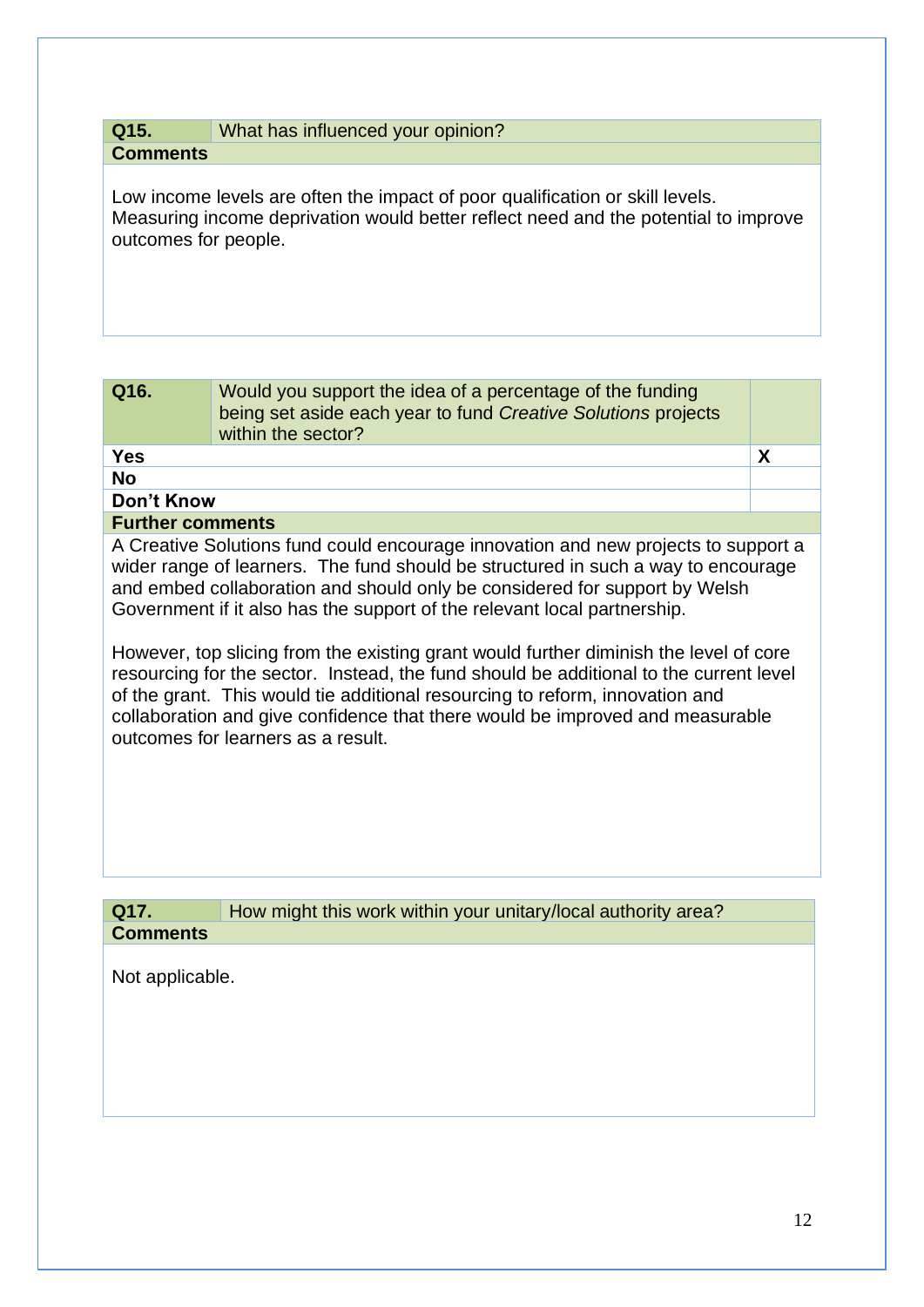| **Q15.** | What has influenced your opinion? |
|---|---|
| **Comments** | |

Low income levels are often the impact of poor qualification or skill levels. Measuring income deprivation would better reflect need and the potential to improve outcomes for people.

| **Q16.** | Would you support the idea of a percentage of the funding being set aside each year to fund *Creative Solutions* projects within the sector? | |
|---|---|---|
| **Yes** | | X |
| **No** | | |
| **Don't Know** | | |
| **Further comments** | | |

A Creative Solutions fund could encourage innovation and new projects to support a wider range of learners. The fund should be structured in such a way to encourage and embed collaboration and should only be considered for support by Welsh Government if it also has the support of the relevant local partnership.

However, top slicing from the existing grant would further diminish the level of core resourcing for the sector. Instead, the fund should be additional to the current level of the grant. This would tie additional resourcing to reform, innovation and collaboration and give confidence that there would be improved and measurable outcomes for learners as a result.

| **Q17.** | How might this work within your unitary/local authority area? |
|---|---|
| **Comments** | |

Not applicable.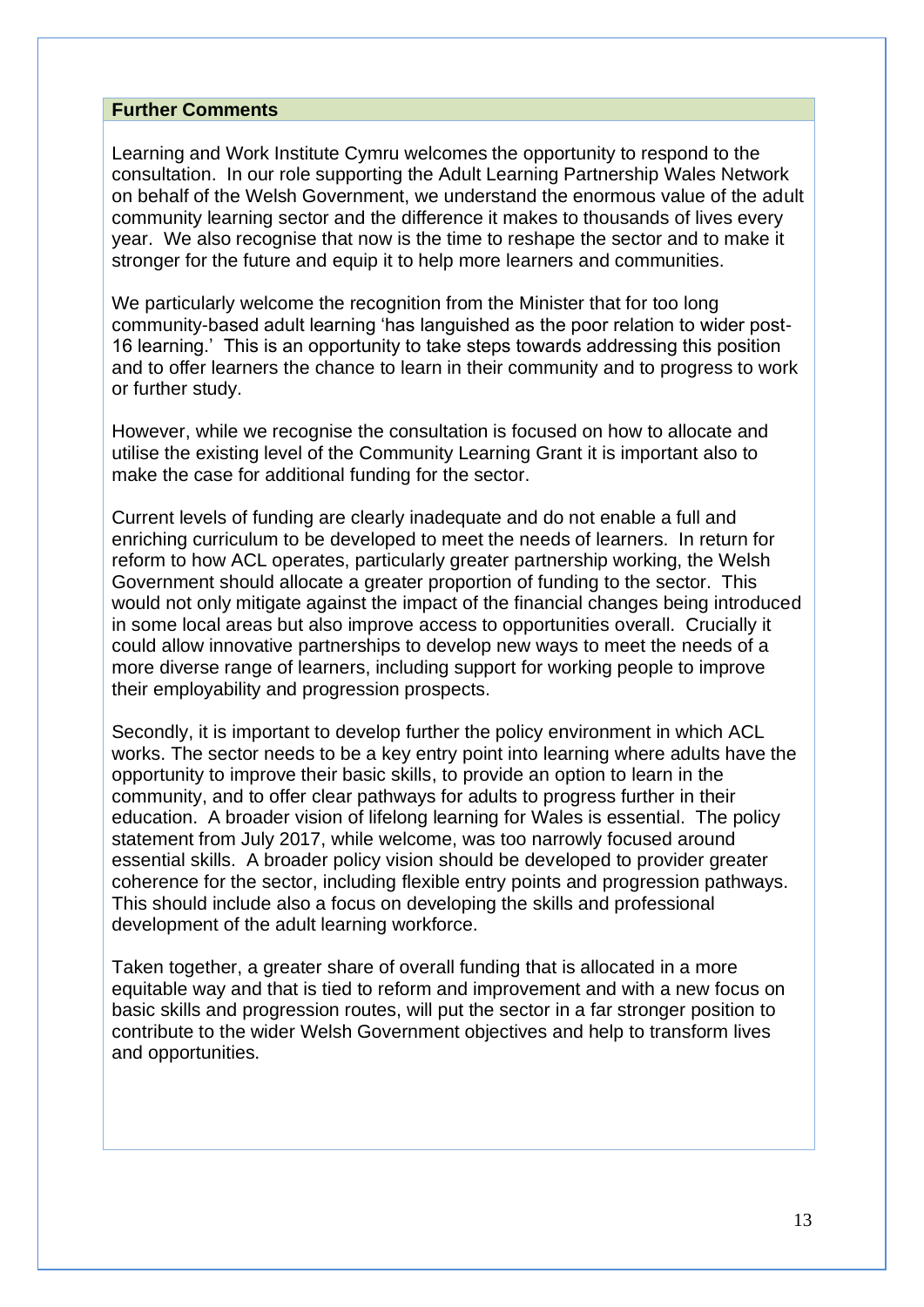**Further Comments**

Learning and Work Institute Cymru welcomes the opportunity to respond to the consultation. In our role supporting the Adult Learning Partnership Wales Network on behalf of the Welsh Government, we understand the enormous value of the adult community learning sector and the difference it makes to thousands of lives every year. We also recognise that now is the time to reshape the sector and to make it stronger for the future and equip it to help more learners and communities.

We particularly welcome the recognition from the Minister that for too long community-based adult learning 'has languished as the poor relation to wider post-16 learning.' This is an opportunity to take steps towards addressing this position and to offer learners the chance to learn in their community and to progress to work or further study.

However, while we recognise the consultation is focused on how to allocate and utilise the existing level of the Community Learning Grant it is important also to make the case for additional funding for the sector.

Current levels of funding are clearly inadequate and do not enable a full and enriching curriculum to be developed to meet the needs of learners. In return for reform to how ACL operates, particularly greater partnership working, the Welsh Government should allocate a greater proportion of funding to the sector. This would not only mitigate against the impact of the financial changes being introduced in some local areas but also improve access to opportunities overall. Crucially it could allow innovative partnerships to develop new ways to meet the needs of a more diverse range of learners, including support for working people to improve their employability and progression prospects.

Secondly, it is important to develop further the policy environment in which ACL works. The sector needs to be a key entry point into learning where adults have the opportunity to improve their basic skills, to provide an option to learn in the community, and to offer clear pathways for adults to progress further in their education. A broader vision of lifelong learning for Wales is essential. The policy statement from July 2017, while welcome, was too narrowly focused around essential skills. A broader policy vision should be developed to provider greater coherence for the sector, including flexible entry points and progression pathways. This should include also a focus on developing the skills and professional development of the adult learning workforce.

Taken together, a greater share of overall funding that is allocated in a more equitable way and that is tied to reform and improvement and with a new focus on basic skills and progression routes, will put the sector in a far stronger position to contribute to the wider Welsh Government objectives and help to transform lives and opportunities.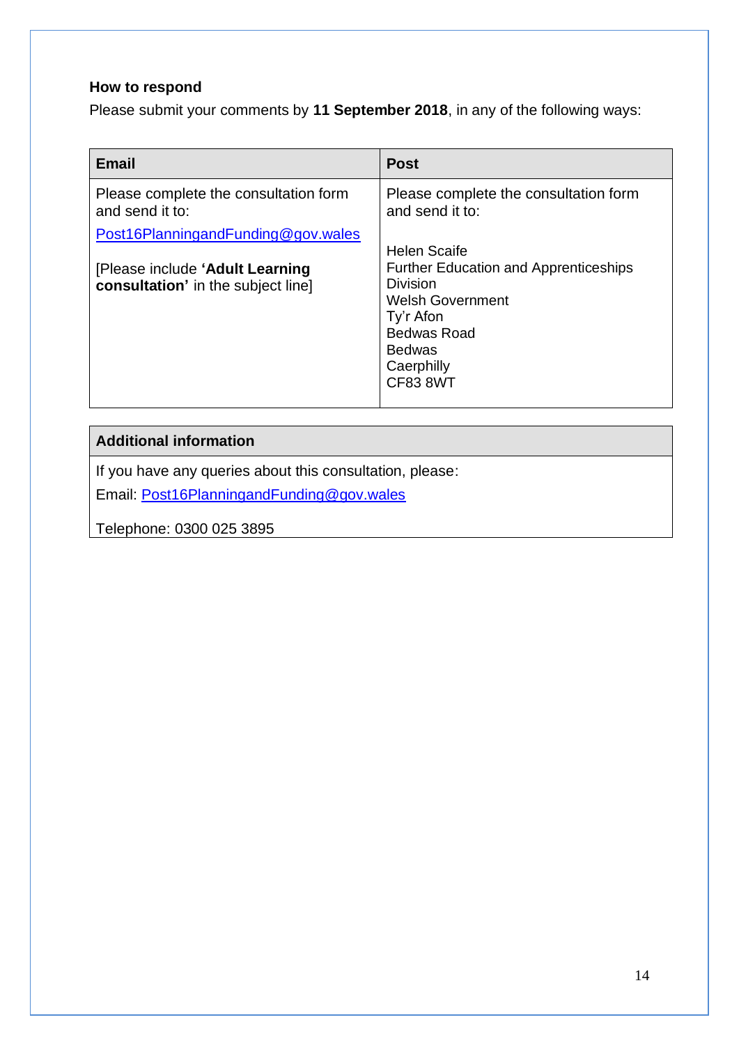### How to respond

Please submit your comments by **11 September 2018**, in any of the following ways:

| Email | Post |
|---|---|
| Please complete the consultation form and send it to:<br>Post16PlanningandFunding@gov.wales<br><br>[Please include **'Adult Learning consultation'** in the subject line] | Please complete the consultation form and send it to:<br><br>Helen Scaife<br>Further Education and Apprenticeships Division<br>Welsh Government<br>Ty'r Afon<br>Bedwas Road<br>Bedwas<br>Caerphilly<br>CF83 8WT |

| Additional information |
|---|
| If you have any queries about this consultation, please:<br>Email: Post16PlanningandFunding@gov.wales<br><br>Telephone: 0300 025 3895 |